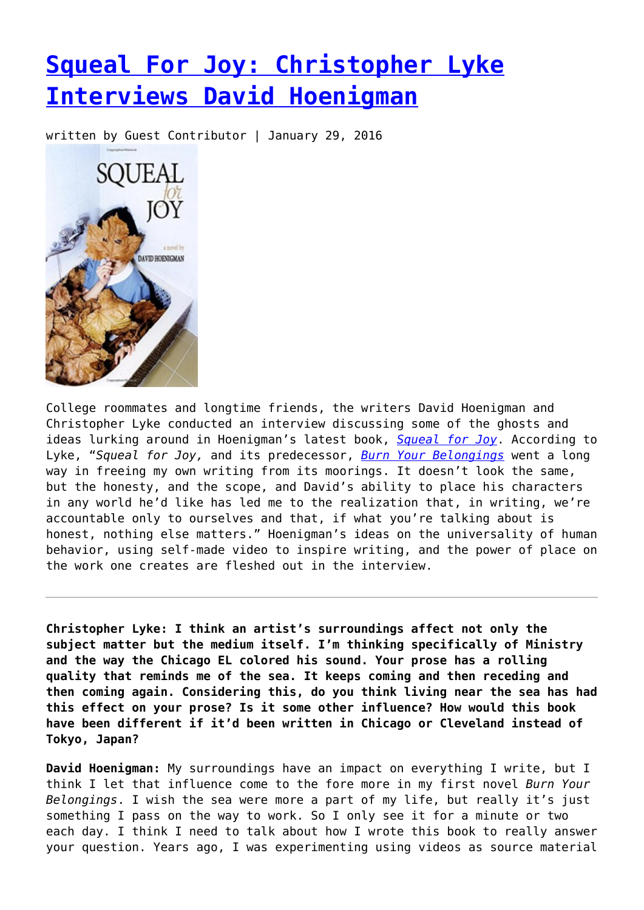# Squeal For Joy: Christopher Lyke Interviews David Hoenigman

written by Guest Contributor | January 29, 2016

College roommates and longtime friends, the writers David Hoenigman and Christopher Lyke conducted an interview discussing some of the ghosts and ideas lurking around in Hoenigman's latest book, *Squeal for Joy*. According to Lyke, "*Squeal for Joy,* and its predecessor, *Burn Your Belongings* went a long way in freeing my own writing from its moorings. It doesn't look the same, but the honesty, and the scope, and David's ability to place his characters in any world he'd like has led me to the realization that, in writing, we're accountable only to ourselves and that, if what you're talking about is honest, nothing else matters." Hoenigman's ideas on the universality of human behavior, using self-made video to inspire writing, and the power of place on the work one creates are fleshed out in the interview.

---

**Christopher Lyke: I think an artist's surroundings affect not only the subject matter but the medium itself. I'm thinking specifically of Ministry and the way the Chicago EL colored his sound. Your prose has a rolling quality that reminds me of the sea. It keeps coming and then receding and then coming again. Considering this, do you think living near the sea has had this effect on your prose? Is it some other influence? How would this book have been different if it'd been written in Chicago or Cleveland instead of Tokyo, Japan?**

**David Hoenigman:** My surroundings have an impact on everything I write, but I think I let that influence come to the fore more in my first novel *Burn Your Belongings*. I wish the sea were more a part of my life, but really it's just something I pass on the way to work. So I only see it for a minute or two each day. I think I need to talk about how I wrote this book to really answer your question. Years ago, I was experimenting using videos as source material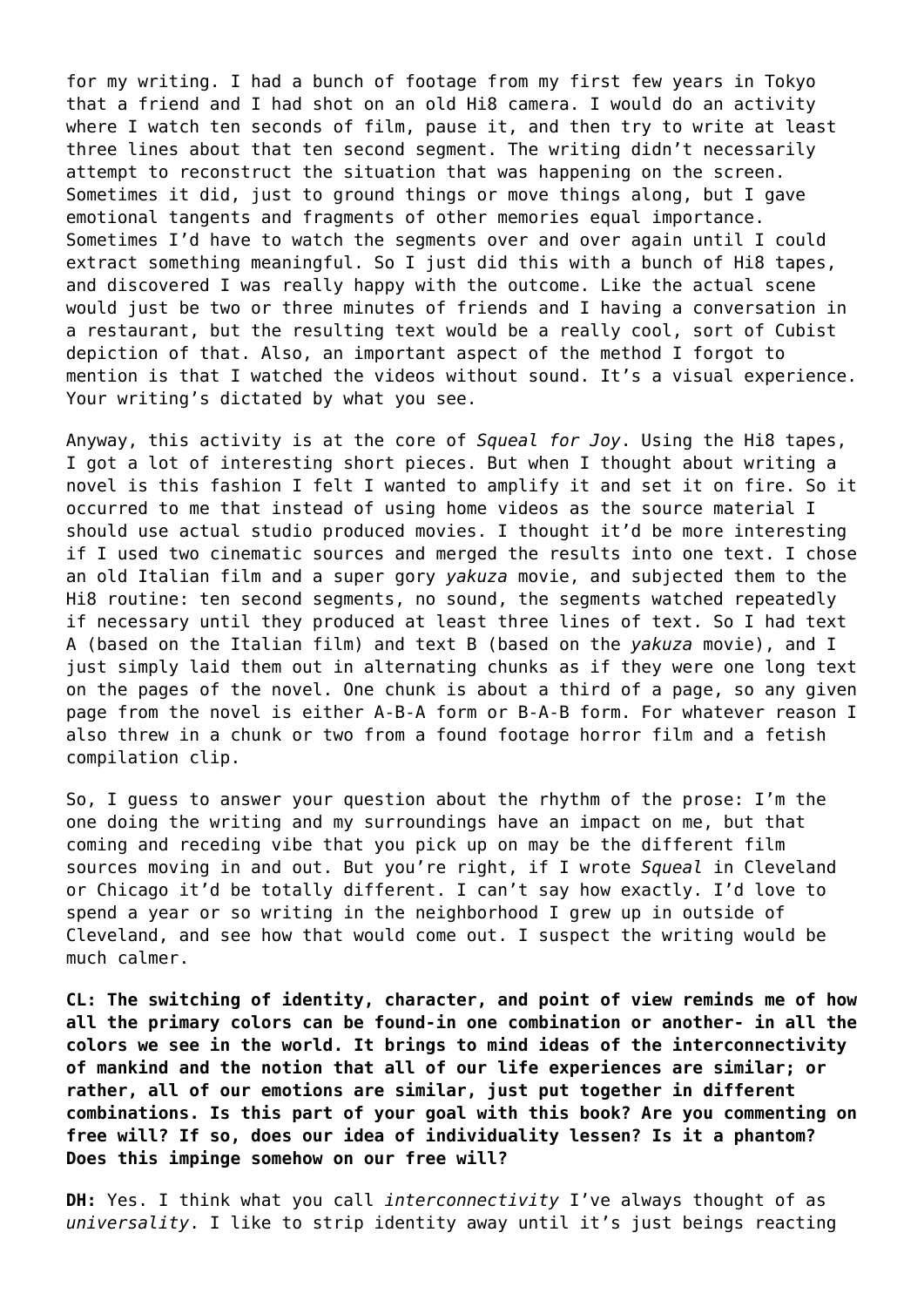for my writing. I had a bunch of footage from my first few years in Tokyo that a friend and I had shot on an old Hi8 camera. I would do an activity where I watch ten seconds of film, pause it, and then try to write at least three lines about that ten second segment. The writing didn't necessarily attempt to reconstruct the situation that was happening on the screen. Sometimes it did, just to ground things or move things along, but I gave emotional tangents and fragments of other memories equal importance. Sometimes I'd have to watch the segments over and over again until I could extract something meaningful. So I just did this with a bunch of Hi8 tapes, and discovered I was really happy with the outcome. Like the actual scene would just be two or three minutes of friends and I having a conversation in a restaurant, but the resulting text would be a really cool, sort of Cubist depiction of that. Also, an important aspect of the method I forgot to mention is that I watched the videos without sound. It's a visual experience. Your writing's dictated by what you see.

Anyway, this activity is at the core of *Squeal for Joy*. Using the Hi8 tapes, I got a lot of interesting short pieces. But when I thought about writing a novel is this fashion I felt I wanted to amplify it and set it on fire. So it occurred to me that instead of using home videos as the source material I should use actual studio produced movies. I thought it'd be more interesting if I used two cinematic sources and merged the results into one text. I chose an old Italian film and a super gory *yakuza* movie, and subjected them to the Hi8 routine: ten second segments, no sound, the segments watched repeatedly if necessary until they produced at least three lines of text. So I had text A (based on the Italian film) and text B (based on the *yakuza* movie), and I just simply laid them out in alternating chunks as if they were one long text on the pages of the novel. One chunk is about a third of a page, so any given page from the novel is either A-B-A form or B-A-B form. For whatever reason I also threw in a chunk or two from a found footage horror film and a fetish compilation clip.

So, I guess to answer your question about the rhythm of the prose: I'm the one doing the writing and my surroundings have an impact on me, but that coming and receding vibe that you pick up on may be the different film sources moving in and out. But you're right, if I wrote *Squeal* in Cleveland or Chicago it'd be totally different. I can't say how exactly. I'd love to spend a year or so writing in the neighborhood I grew up in outside of Cleveland, and see how that would come out. I suspect the writing would be much calmer.

**CL: The switching of identity, character, and point of view reminds me of how all the primary colors can be found-in one combination or another- in all the colors we see in the world. It brings to mind ideas of the interconnectivity of mankind and the notion that all of our life experiences are similar; or rather, all of our emotions are similar, just put together in different combinations. Is this part of your goal with this book? Are you commenting on free will? If so, does our idea of individuality lessen? Is it a phantom? Does this impinge somehow on our free will?**

**DH:** Yes. I think what you call *interconnectivity* I've always thought of as *universality*. I like to strip identity away until it's just beings reacting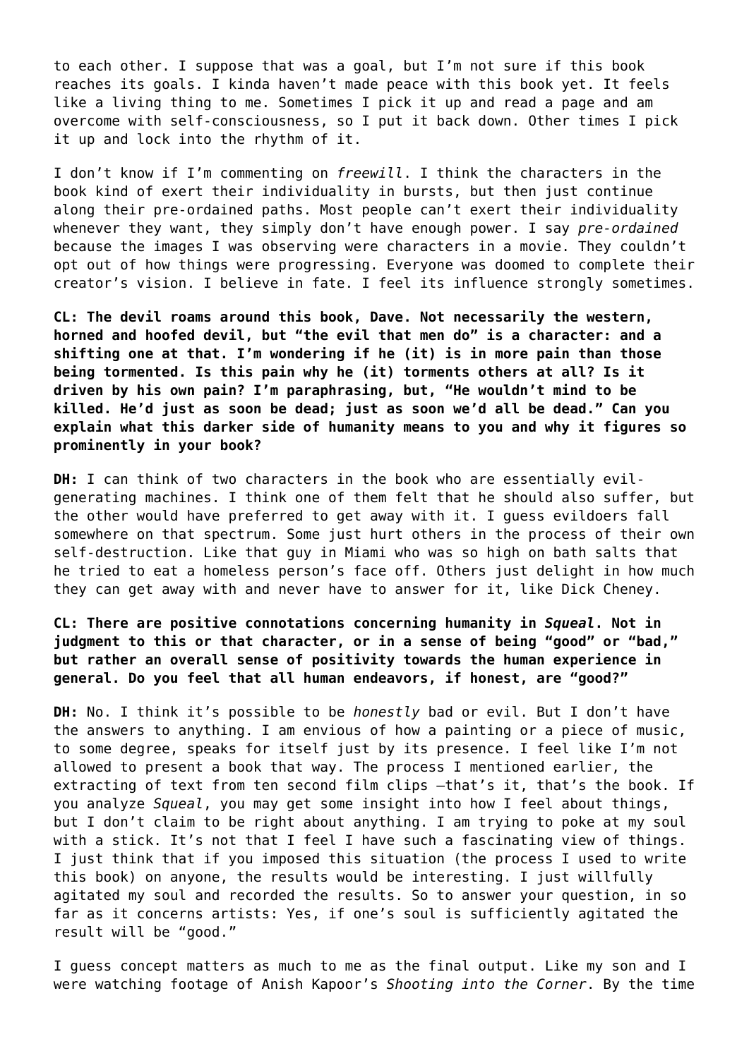to each other. I suppose that was a goal, but I'm not sure if this book reaches its goals. I kinda haven't made peace with this book yet. It feels like a living thing to me. Sometimes I pick it up and read a page and am overcome with self-consciousness, so I put it back down. Other times I pick it up and lock into the rhythm of it.

I don't know if I'm commenting on *freewill*. I think the characters in the book kind of exert their individuality in bursts, but then just continue along their pre-ordained paths. Most people can't exert their individuality whenever they want, they simply don't have enough power. I say *pre-ordained* because the images I was observing were characters in a movie. They couldn't opt out of how things were progressing. Everyone was doomed to complete their creator's vision. I believe in fate. I feel its influence strongly sometimes.

**CL: The devil roams around this book, Dave. Not necessarily the western, horned and hoofed devil, but "the evil that men do" is a character: and a shifting one at that. I'm wondering if he (it) is in more pain than those being tormented. Is this pain why he (it) torments others at all? Is it driven by his own pain? I'm paraphrasing, but, "He wouldn't mind to be killed. He'd just as soon be dead; just as soon we'd all be dead." Can you explain what this darker side of humanity means to you and why it figures so prominently in your book?**

**DH:** I can think of two characters in the book who are essentially evil-generating machines. I think one of them felt that he should also suffer, but the other would have preferred to get away with it. I guess evildoers fall somewhere on that spectrum. Some just hurt others in the process of their own self-destruction. Like that guy in Miami who was so high on bath salts that he tried to eat a homeless person's face off. Others just delight in how much they can get away with and never have to answer for it, like Dick Cheney.

**CL: There are positive connotations concerning humanity in *Squeal*. Not in judgment to this or that character, or in a sense of being "good" or "bad," but rather an overall sense of positivity towards the human experience in general. Do you feel that all human endeavors, if honest, are "good?"**

**DH:** No. I think it's possible to be *honestly* bad or evil. But I don't have the answers to anything. I am envious of how a painting or a piece of music, to some degree, speaks for itself just by its presence. I feel like I'm not allowed to present a book that way. The process I mentioned earlier, the extracting of text from ten second film clips —that's it, that's the book. If you analyze *Squeal*, you may get some insight into how I feel about things, but I don't claim to be right about anything. I am trying to poke at my soul with a stick. It's not that I feel I have such a fascinating view of things. I just think that if you imposed this situation (the process I used to write this book) on anyone, the results would be interesting. I just willfully agitated my soul and recorded the results. So to answer your question, in so far as it concerns artists: Yes, if one's soul is sufficiently agitated the result will be "good."

I guess concept matters as much to me as the final output. Like my son and I were watching footage of Anish Kapoor's *Shooting into the Corner*. By the time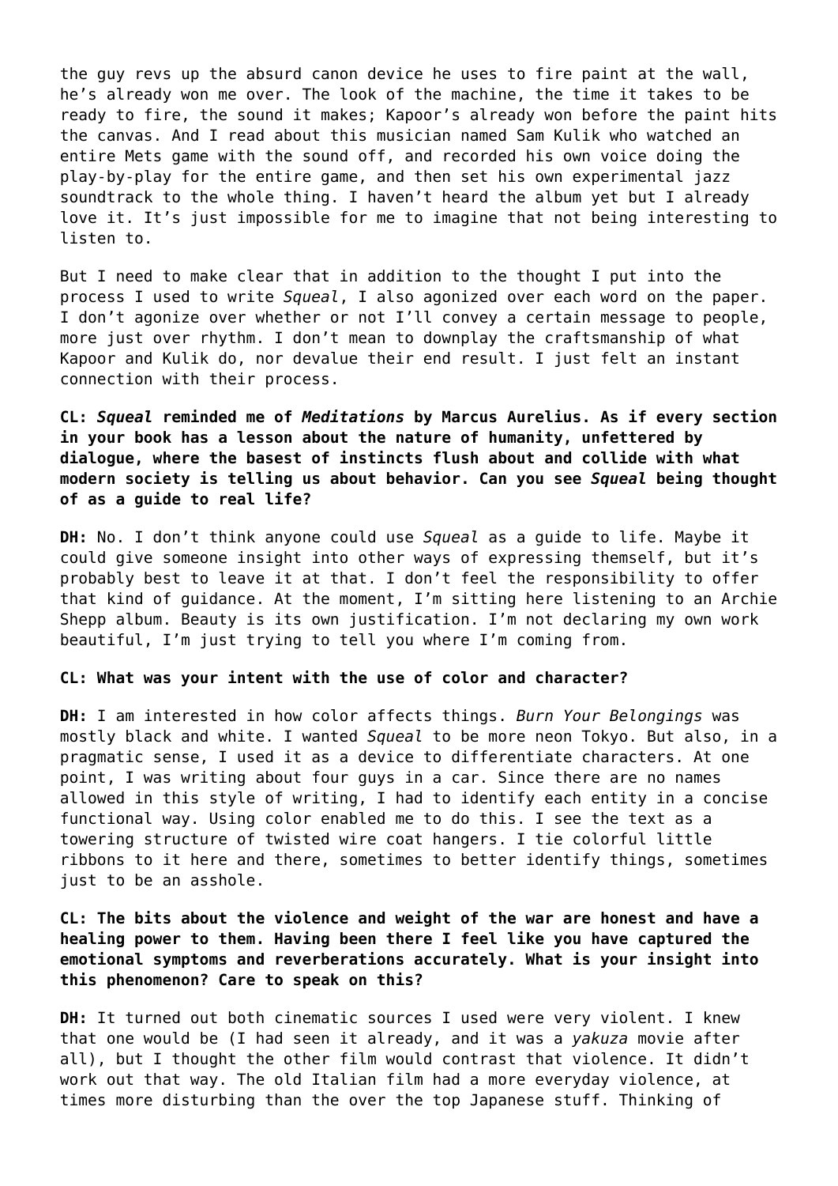the guy revs up the absurd canon device he uses to fire paint at the wall, he's already won me over. The look of the machine, the time it takes to be ready to fire, the sound it makes; Kapoor's already won before the paint hits the canvas. And I read about this musician named Sam Kulik who watched an entire Mets game with the sound off, and recorded his own voice doing the play-by-play for the entire game, and then set his own experimental jazz soundtrack to the whole thing. I haven't heard the album yet but I already love it. It's just impossible for me to imagine that not being interesting to listen to.

But I need to make clear that in addition to the thought I put into the process I used to write *Squeal*, I also agonized over each word on the paper. I don't agonize over whether or not I'll convey a certain message to people, more just over rhythm. I don't mean to downplay the craftsmanship of what Kapoor and Kulik do, nor devalue their end result. I just felt an instant connection with their process.

**CL: *Squeal* reminded me of *Meditations* by Marcus Aurelius. As if every section in your book has a lesson about the nature of humanity, unfettered by dialogue, where the basest of instincts flush about and collide with what modern society is telling us about behavior. Can you see *Squeal* being thought of as a guide to real life?**

**DH:** No. I don't think anyone could use *Squeal* as a guide to life. Maybe it could give someone insight into other ways of expressing themself, but it's probably best to leave it at that. I don't feel the responsibility to offer that kind of guidance. At the moment, I'm sitting here listening to an Archie Shepp album. Beauty is its own justification. I'm not declaring my own work beautiful, I'm just trying to tell you where I'm coming from.

**CL: What was your intent with the use of color and character?**

**DH:** I am interested in how color affects things. *Burn Your Belongings* was mostly black and white. I wanted *Squeal* to be more neon Tokyo. But also, in a pragmatic sense, I used it as a device to differentiate characters. At one point, I was writing about four guys in a car. Since there are no names allowed in this style of writing, I had to identify each entity in a concise functional way. Using color enabled me to do this. I see the text as a towering structure of twisted wire coat hangers. I tie colorful little ribbons to it here and there, sometimes to better identify things, sometimes just to be an asshole.

**CL: The bits about the violence and weight of the war are honest and have a healing power to them. Having been there I feel like you have captured the emotional symptoms and reverberations accurately. What is your insight into this phenomenon? Care to speak on this?**

**DH:** It turned out both cinematic sources I used were very violent. I knew that one would be (I had seen it already, and it was a *yakuza* movie after all), but I thought the other film would contrast that violence. It didn't work out that way. The old Italian film had a more everyday violence, at times more disturbing than the over the top Japanese stuff. Thinking of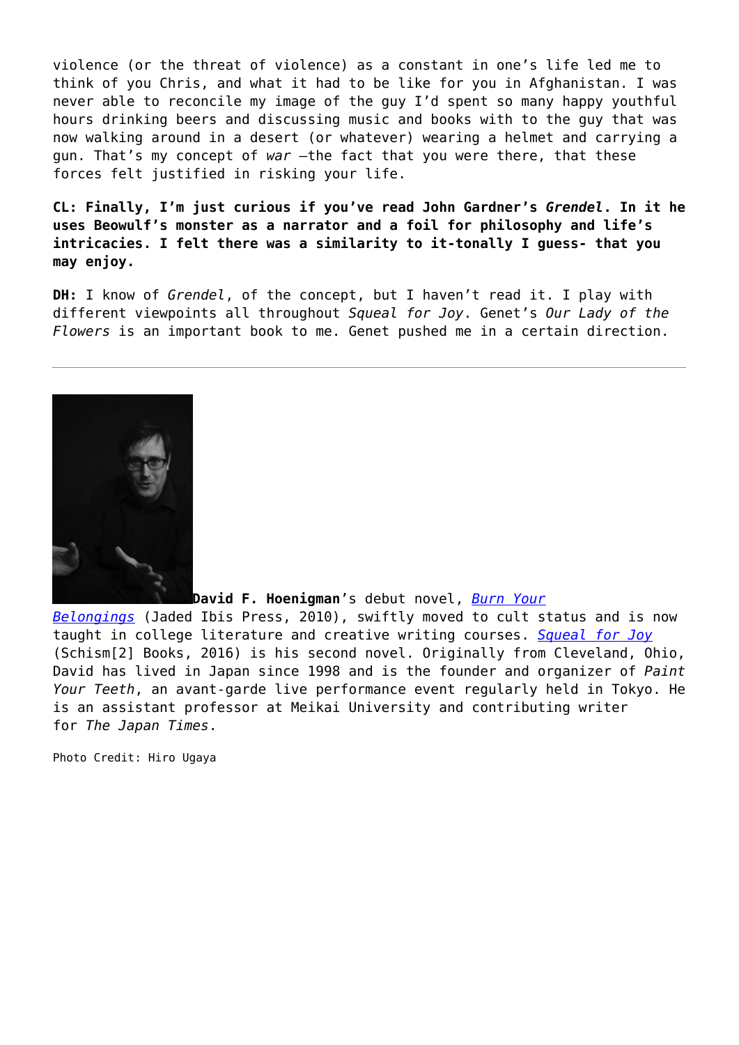violence (or the threat of violence) as a constant in one's life led me to think of you Chris, and what it had to be like for you in Afghanistan. I was never able to reconcile my image of the guy I'd spent so many happy youthful hours drinking beers and discussing music and books with to the guy that was now walking around in a desert (or whatever) wearing a helmet and carrying a gun. That's my concept of *war* –the fact that you were there, that these forces felt justified in risking your life.

**CL: Finally, I'm just curious if you've read John Gardner's *Grendel*. In it he uses Beowulf's monster as a narrator and a foil for philosophy and life's intricacies. I felt there was a similarity to it-tonally I guess- that you may enjoy.**

**DH:** I know of *Grendel*, of the concept, but I haven't read it. I play with different viewpoints all throughout *Squeal for Joy*. Genet's *Our Lady of the Flowers* is an important book to me. Genet pushed me in a certain direction.

---

**David F. Hoenigman**'s debut novel, *Burn Your Belongings* (Jaded Ibis Press, 2010), swiftly moved to cult status and is now taught in college literature and creative writing courses. *Squeal for Joy* (Schism[2] Books, 2016) is his second novel. Originally from Cleveland, Ohio, David has lived in Japan since 1998 and is the founder and organizer of *Paint Your Teeth*, an avant-garde live performance event regularly held in Tokyo. He is an assistant professor at Meikai University and contributing writer for *The Japan Times*.

Photo Credit: Hiro Ugaya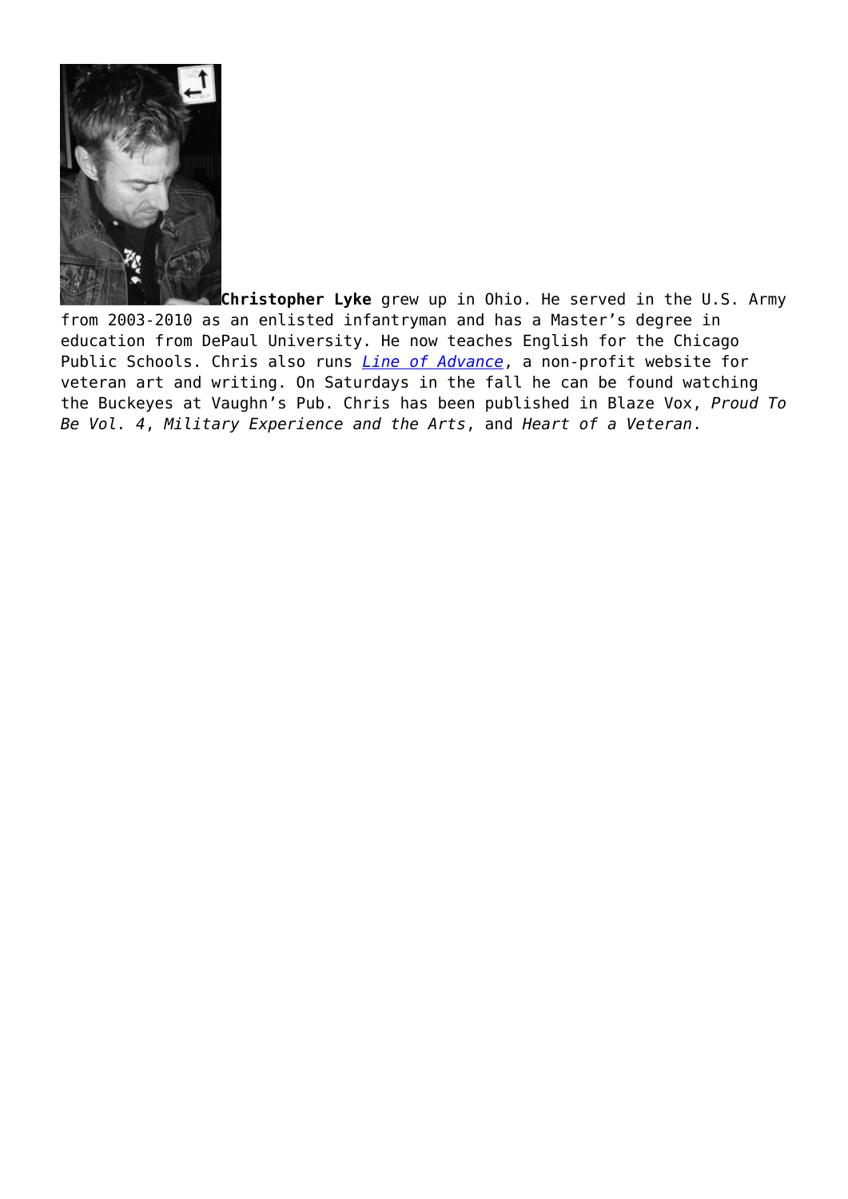**Christopher Lyke** grew up in Ohio. He served in the U.S. Army from 2003-2010 as an enlisted infantryman and has a Master's degree in education from DePaul University. He now teaches English for the Chicago Public Schools. Chris also runs *Line of Advance*, a non-profit website for veteran art and writing. On Saturdays in the fall he can be found watching the Buckeyes at Vaughn's Pub. Chris has been published in Blaze Vox, *Proud To Be Vol. 4*, *Military Experience and the Arts*, and *Heart of a Veteran*.